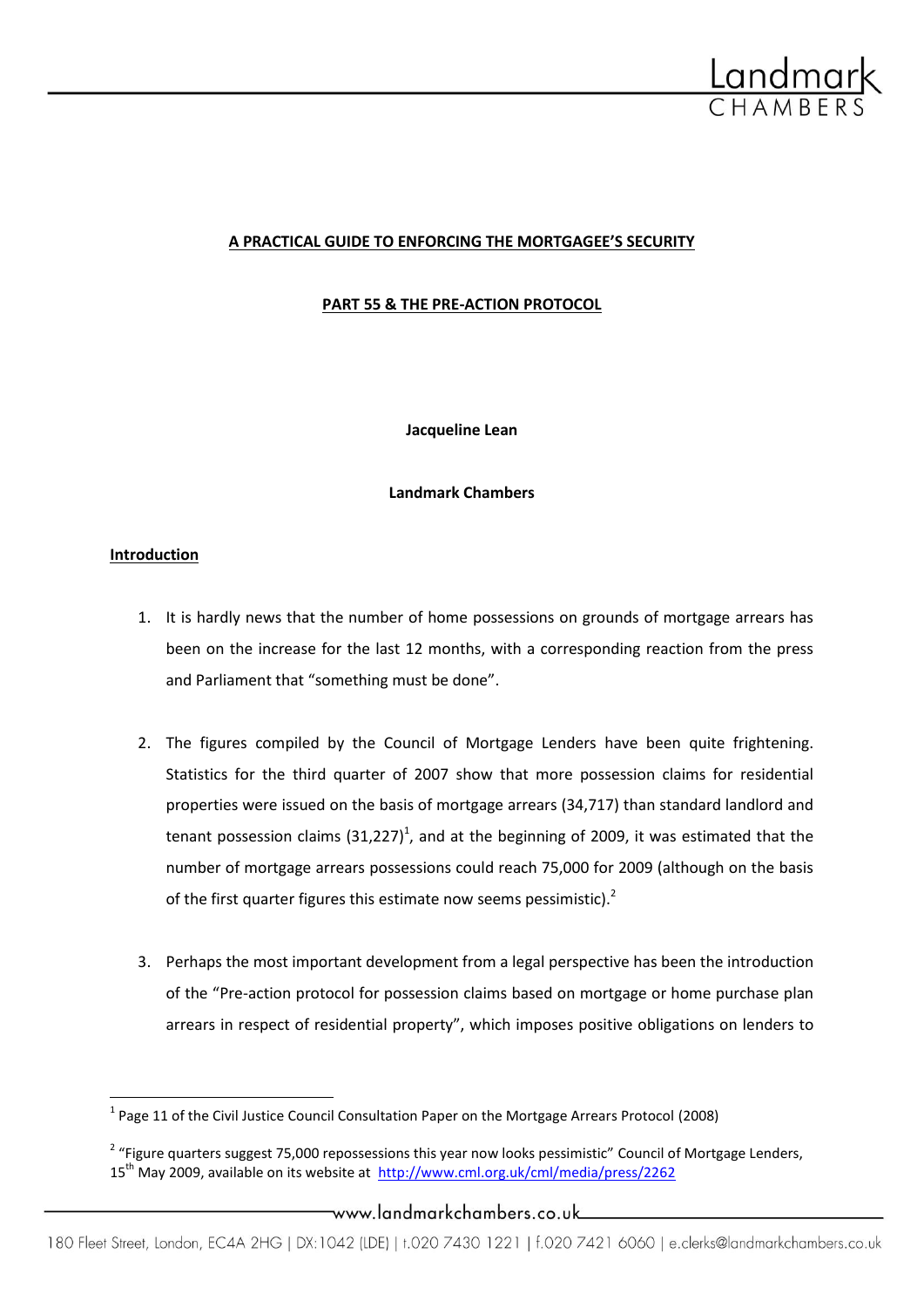**A PRACTICAL GUIDE TO ENFORCING THE MORTGAGEE'S SECURITY**

**PART 55 & THE PRE-ACTION PROTOCOL**

**Jacqueline Lean**

**Landmark Chambers**

## Introduction

1. It is hardly news that the number of home possessions on grounds of mortgage arrears has been on the increase for the last 12 months, with a corresponding reaction from the press and Parliament that "something must be done".

2. The figures compiled by the Council of Mortgage Lenders have been quite frightening. Statistics for the third quarter of 2007 show that more possession claims for residential properties were issued on the basis of mortgage arrears (34,717) than standard landlord and tenant possession claims (31,227)[1], and at the beginning of 2009, it was estimated that the number of mortgage arrears possessions could reach 75,000 for 2009 (although on the basis of the first quarter figures this estimate now seems pessimistic).[2]

3. Perhaps the most important development from a legal perspective has been the introduction of the "Pre-action protocol for possession claims based on mortgage or home purchase plan arrears in respect of residential property", which imposes positive obligations on lenders to

---

[1] Page 11 of the Civil Justice Council Consultation Paper on the Mortgage Arrears Protocol (2008)

[2] "Figure quarters suggest 75,000 repossessions this year now looks pessimistic" Council of Mortgage Lenders, 15th May 2009, available on its website at http://www.cml.org.uk/cml/media/press/2262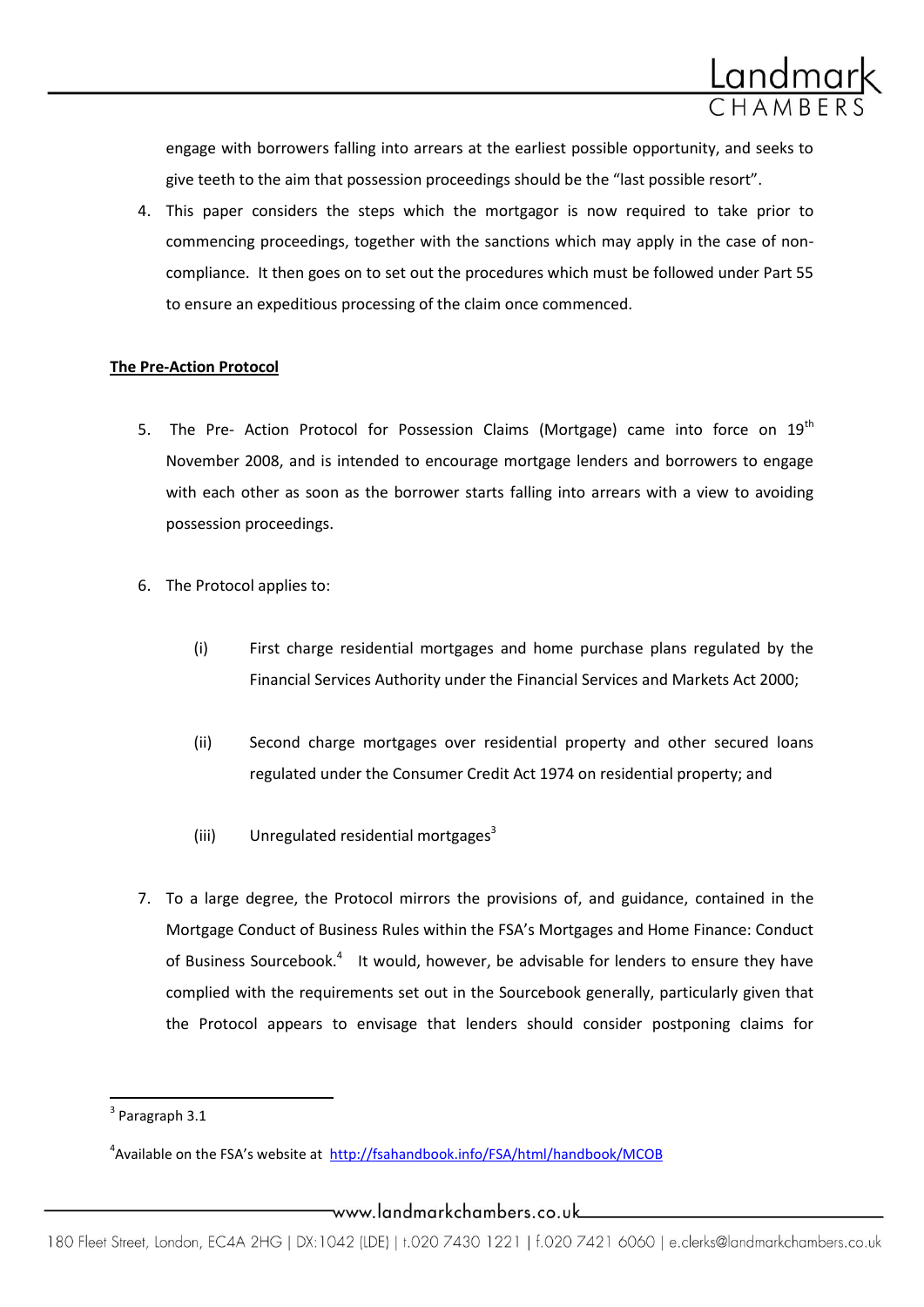engage with borrowers falling into arrears at the earliest possible opportunity, and seeks to give teeth to the aim that possession proceedings should be the "last possible resort".

4. This paper considers the steps which the mortgagor is now required to take prior to commencing proceedings, together with the sanctions which may apply in the case of non-compliance. It then goes on to set out the procedures which must be followed under Part 55 to ensure an expeditious processing of the claim once commenced.

**The Pre-Action Protocol**

5. The Pre- Action Protocol for Possession Claims (Mortgage) came into force on 19th November 2008, and is intended to encourage mortgage lenders and borrowers to engage with each other as soon as the borrower starts falling into arrears with a view to avoiding possession proceedings.

6. The Protocol applies to:

   (i) First charge residential mortgages and home purchase plans regulated by the Financial Services Authority under the Financial Services and Markets Act 2000;

   (ii) Second charge mortgages over residential property and other secured loans regulated under the Consumer Credit Act 1974 on residential property; and

   (iii) Unregulated residential mortgages[3]

7. To a large degree, the Protocol mirrors the provisions of, and guidance, contained in the Mortgage Conduct of Business Rules within the FSA's Mortgages and Home Finance: Conduct of Business Sourcebook.[4] It would, however, be advisable for lenders to ensure they have complied with the requirements set out in the Sourcebook generally, particularly given that the Protocol appears to envisage that lenders should consider postponing claims for

---

[3] Paragraph 3.1

[4] Available on the FSA's website at http://fsahandbook.info/FSA/html/handbook/MCOB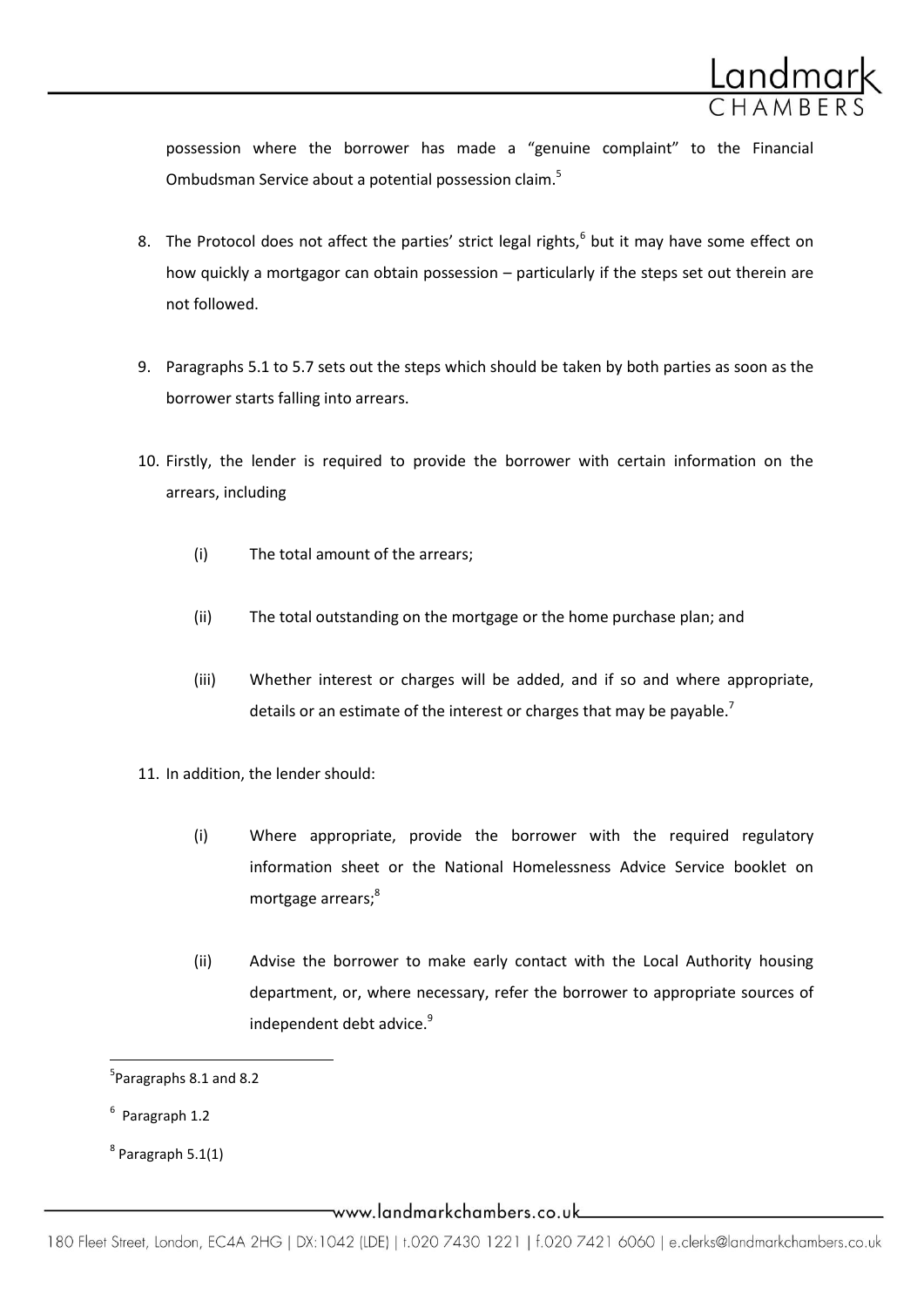possession where the borrower has made a "genuine complaint" to the Financial Ombudsman Service about a potential possession claim.[5]

8. The Protocol does not affect the parties' strict legal rights,[6] but it may have some effect on how quickly a mortgagor can obtain possession – particularly if the steps set out therein are not followed.

9. Paragraphs 5.1 to 5.7 sets out the steps which should be taken by both parties as soon as the borrower starts falling into arrears.

10. Firstly, the lender is required to provide the borrower with certain information on the arrears, including

    (i) The total amount of the arrears;

    (ii) The total outstanding on the mortgage or the home purchase plan; and

    (iii) Whether interest or charges will be added, and if so and where appropriate, details or an estimate of the interest or charges that may be payable.[7]

11. In addition, the lender should:

    (i) Where appropriate, provide the borrower with the required regulatory information sheet or the National Homelessness Advice Service booklet on mortgage arrears;[8]

    (ii) Advise the borrower to make early contact with the Local Authority housing department, or, where necessary, refer the borrower to appropriate sources of independent debt advice.[9]

---

[5] Paragraphs 8.1 and 8.2

[6] Paragraph 1.2

[8] Paragraph 5.1(1)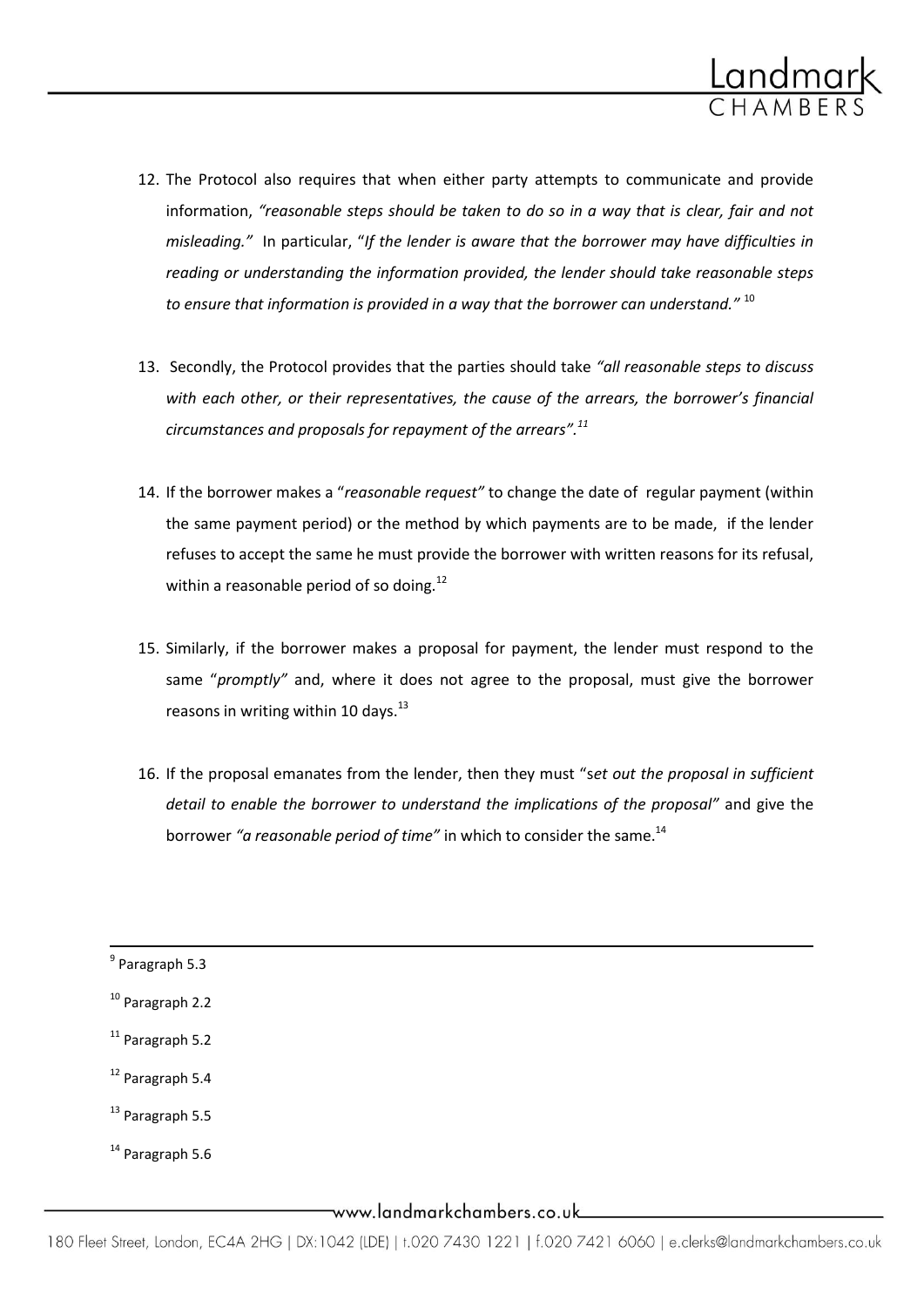12. The Protocol also requires that when either party attempts to communicate and provide information, *"reasonable steps should be taken to do so in a way that is clear, fair and not misleading."* In particular, "*If the lender is aware that the borrower may have difficulties in reading or understanding the information provided, the lender should take reasonable steps to ensure that information is provided in a way that the borrower can understand."* [10]

13. Secondly, the Protocol provides that the parties should take *"all reasonable steps to discuss with each other, or their representatives, the cause of the arrears, the borrower's financial circumstances and proposals for repayment of the arrears".*[11]

14. If the borrower makes a "*reasonable request"* to change the date of regular payment (within the same payment period) or the method by which payments are to be made, if the lender refuses to accept the same he must provide the borrower with written reasons for its refusal, within a reasonable period of so doing.[12]

15. Similarly, if the borrower makes a proposal for payment, the lender must respond to the same "*promptly"* and, where it does not agree to the proposal, must give the borrower reasons in writing within 10 days.[13]

16. If the proposal emanates from the lender, then they must "s*et out the proposal in sufficient detail to enable the borrower to understand the implications of the proposal"* and give the borrower *"a reasonable period of time"* in which to consider the same.[14]

---

[9] Paragraph 5.3

[10] Paragraph 2.2

[11] Paragraph 5.2

[12] Paragraph 5.4

[13] Paragraph 5.5

[14] Paragraph 5.6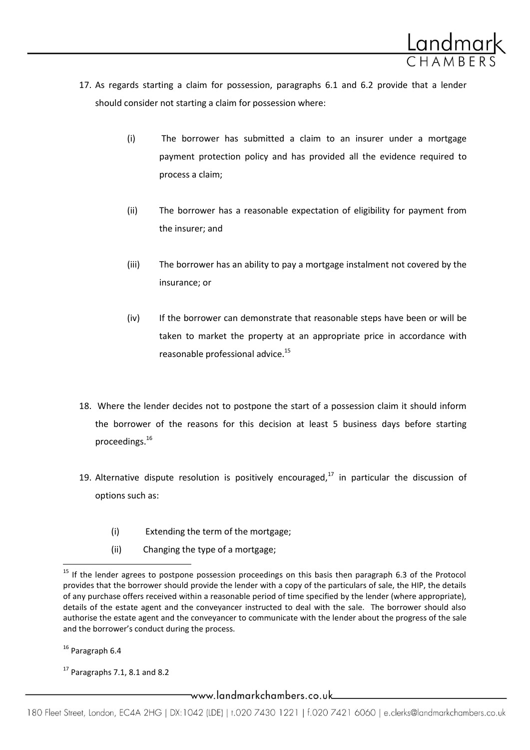17. As regards starting a claim for possession, paragraphs 6.1 and 6.2 provide that a lender should consider not starting a claim for possession where:

    (i) The borrower has submitted a claim to an insurer under a mortgage payment protection policy and has provided all the evidence required to process a claim;

    (ii) The borrower has a reasonable expectation of eligibility for payment from the insurer; and

    (iii) The borrower has an ability to pay a mortgage instalment not covered by the insurance; or

    (iv) If the borrower can demonstrate that reasonable steps have been or will be taken to market the property at an appropriate price in accordance with reasonable professional advice.[15]

18. Where the lender decides not to postpone the start of a possession claim it should inform the borrower of the reasons for this decision at least 5 business days before starting proceedings.[16]

19. Alternative dispute resolution is positively encouraged,[17] in particular the discussion of options such as:

    (i) Extending the term of the mortgage;

    (ii) Changing the type of a mortgage;

---

[15] If the lender agrees to postpone possession proceedings on this basis then paragraph 6.3 of the Protocol provides that the borrower should provide the lender with a copy of the particulars of sale, the HIP, the details of any purchase offers received within a reasonable period of time specified by the lender (where appropriate), details of the estate agent and the conveyancer instructed to deal with the sale. The borrower should also authorise the estate agent and the conveyancer to communicate with the lender about the progress of the sale and the borrower's conduct during the process.

[16] Paragraph 6.4

[17] Paragraphs 7.1, 8.1 and 8.2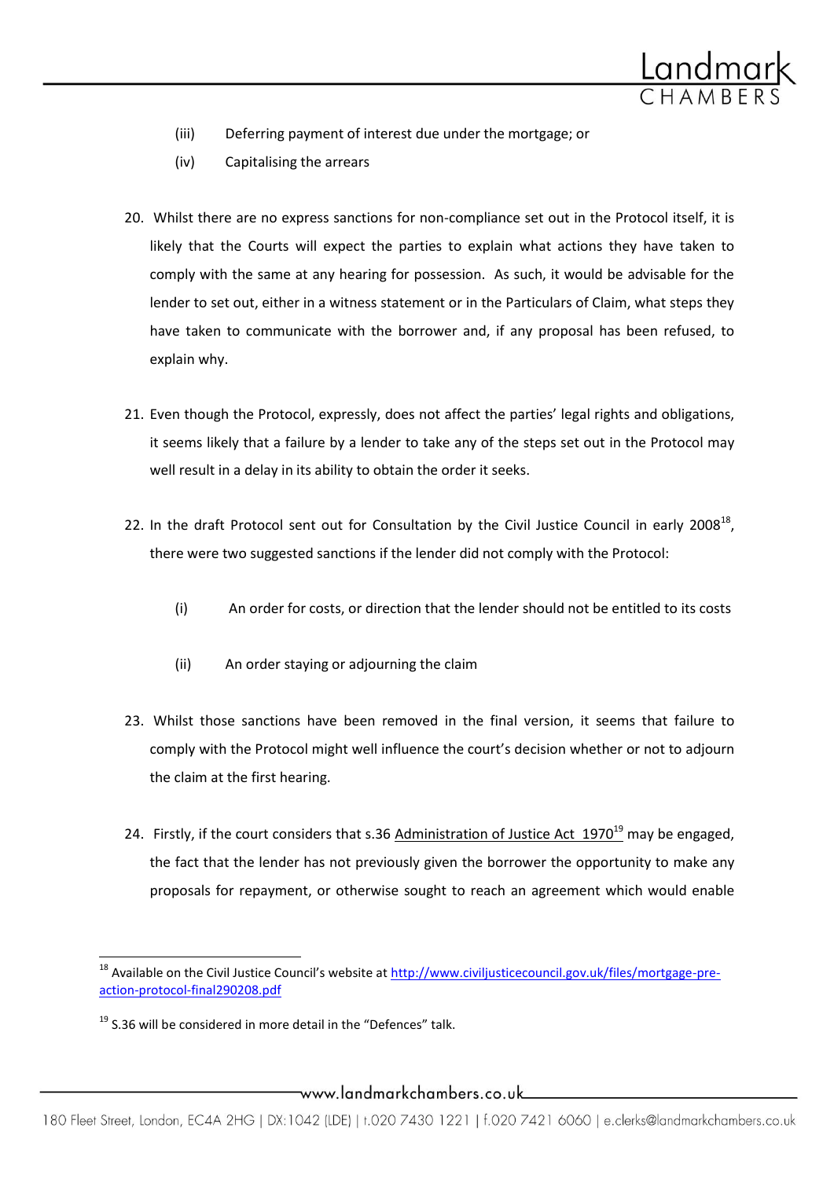(iii) Deferring payment of interest due under the mortgage; or

(iv) Capitalising the arrears

20. Whilst there are no express sanctions for non-compliance set out in the Protocol itself, it is likely that the Courts will expect the parties to explain what actions they have taken to comply with the same at any hearing for possession. As such, it would be advisable for the lender to set out, either in a witness statement or in the Particulars of Claim, what steps they have taken to communicate with the borrower and, if any proposal has been refused, to explain why.

21. Even though the Protocol, expressly, does not affect the parties' legal rights and obligations, it seems likely that a failure by a lender to take any of the steps set out in the Protocol may well result in a delay in its ability to obtain the order it seeks.

22. In the draft Protocol sent out for Consultation by the Civil Justice Council in early 2008[18], there were two suggested sanctions if the lender did not comply with the Protocol:

    (i) An order for costs, or direction that the lender should not be entitled to its costs

    (ii) An order staying or adjourning the claim

23. Whilst those sanctions have been removed in the final version, it seems that failure to comply with the Protocol might well influence the court's decision whether or not to adjourn the claim at the first hearing.

24. Firstly, if the court considers that s.36 Administration of Justice Act 1970[19] may be engaged, the fact that the lender has not previously given the borrower the opportunity to make any proposals for repayment, or otherwise sought to reach an agreement which would enable

---

[18] Available on the Civil Justice Council's website at http://www.civiljusticecouncil.gov.uk/files/mortgage-pre-action-protocol-final290208.pdf

[19] S.36 will be considered in more detail in the "Defences" talk.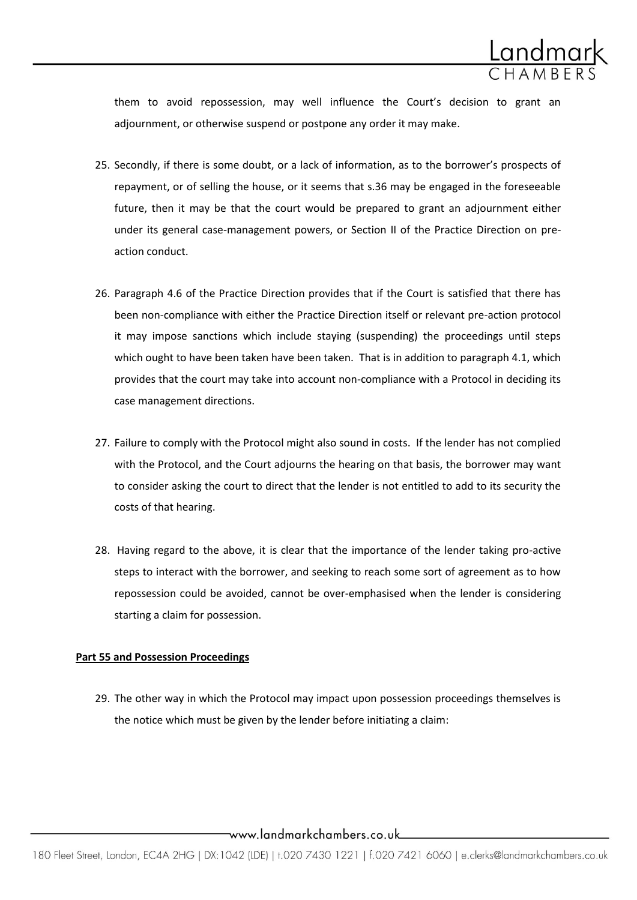them to avoid repossession, may well influence the Court's decision to grant an adjournment, or otherwise suspend or postpone any order it may make.

25. Secondly, if there is some doubt, or a lack of information, as to the borrower's prospects of repayment, or of selling the house, or it seems that s.36 may be engaged in the foreseeable future, then it may be that the court would be prepared to grant an adjournment either under its general case-management powers, or Section II of the Practice Direction on pre-action conduct.

26. Paragraph 4.6 of the Practice Direction provides that if the Court is satisfied that there has been non-compliance with either the Practice Direction itself or relevant pre-action protocol it may impose sanctions which include staying (suspending) the proceedings until steps which ought to have been taken have been taken. That is in addition to paragraph 4.1, which provides that the court may take into account non-compliance with a Protocol in deciding its case management directions.

27. Failure to comply with the Protocol might also sound in costs. If the lender has not complied with the Protocol, and the Court adjourns the hearing on that basis, the borrower may want to consider asking the court to direct that the lender is not entitled to add to its security the costs of that hearing.

28. Having regard to the above, it is clear that the importance of the lender taking pro-active steps to interact with the borrower, and seeking to reach some sort of agreement as to how repossession could be avoided, cannot be over-emphasised when the lender is considering starting a claim for possession.

**Part 55 and Possession Proceedings**

29. The other way in which the Protocol may impact upon possession proceedings themselves is the notice which must be given by the lender before initiating a claim: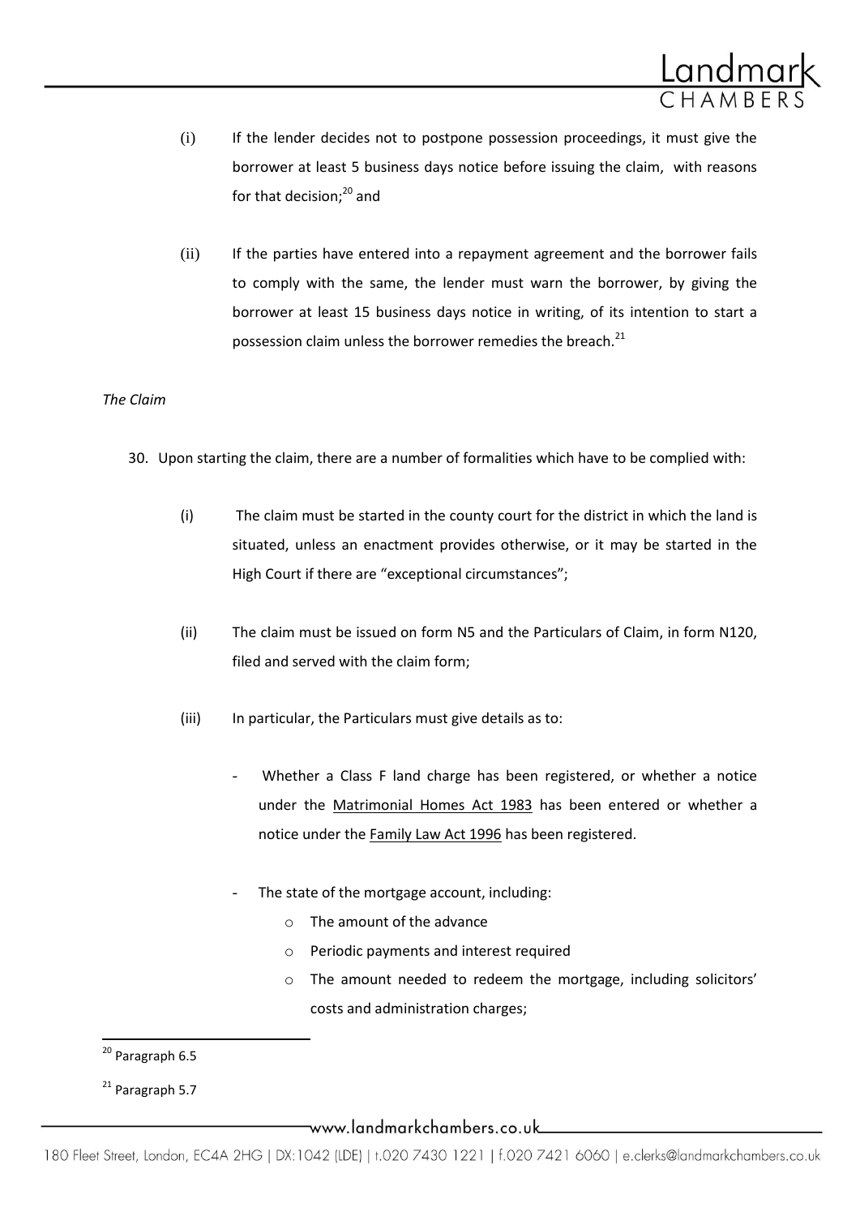(i) If the lender decides not to postpone possession proceedings, it must give the borrower at least 5 business days notice before issuing the claim, with reasons for that decision;[20] and

(ii) If the parties have entered into a repayment agreement and the borrower fails to comply with the same, the lender must warn the borrower, by giving the borrower at least 15 business days notice in writing, of its intention to start a possession claim unless the borrower remedies the breach.[21]

*The Claim*

30. Upon starting the claim, there are a number of formalities which have to be complied with:

(i) The claim must be started in the county court for the district in which the land is situated, unless an enactment provides otherwise, or it may be started in the High Court if there are "exceptional circumstances";

(ii) The claim must be issued on form N5 and the Particulars of Claim, in form N120, filed and served with the claim form;

(iii) In particular, the Particulars must give details as to:

- Whether a Class F land charge has been registered, or whether a notice under the Matrimonial Homes Act 1983 has been entered or whether a notice under the Family Law Act 1996 has been registered.

- The state of the mortgage account, including:
  - The amount of the advance
  - Periodic payments and interest required
  - The amount needed to redeem the mortgage, including solicitors' costs and administration charges;

[20] Paragraph 6.5

[21] Paragraph 5.7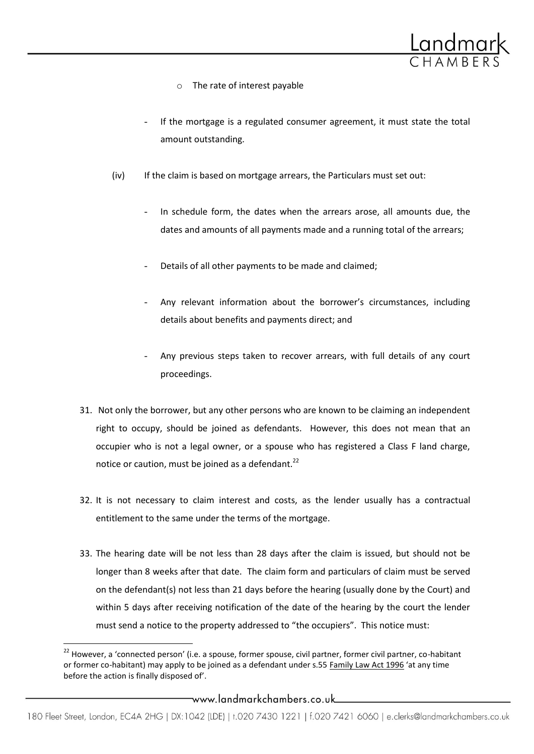- The rate of interest payable

- If the mortgage is a regulated consumer agreement, it must state the total amount outstanding.

(iv) If the claim is based on mortgage arrears, the Particulars must set out:

- In schedule form, the dates when the arrears arose, all amounts due, the dates and amounts of all payments made and a running total of the arrears;

- Details of all other payments to be made and claimed;

- Any relevant information about the borrower's circumstances, including details about benefits and payments direct; and

- Any previous steps taken to recover arrears, with full details of any court proceedings.

31. Not only the borrower, but any other persons who are known to be claiming an independent right to occupy, should be joined as defendants. However, this does not mean that an occupier who is not a legal owner, or a spouse who has registered a Class F land charge, notice or caution, must be joined as a defendant.[22]

32. It is not necessary to claim interest and costs, as the lender usually has a contractual entitlement to the same under the terms of the mortgage.

33. The hearing date will be not less than 28 days after the claim is issued, but should not be longer than 8 weeks after that date. The claim form and particulars of claim must be served on the defendant(s) not less than 21 days before the hearing (usually done by the Court) and within 5 days after receiving notification of the date of the hearing by the court the lender must send a notice to the property addressed to "the occupiers". This notice must:

[22] However, a 'connected person' (i.e. a spouse, former spouse, civil partner, former civil partner, co-habitant or former co-habitant) may apply to be joined as a defendant under s.55 Family Law Act 1996 'at any time before the action is finally disposed of'.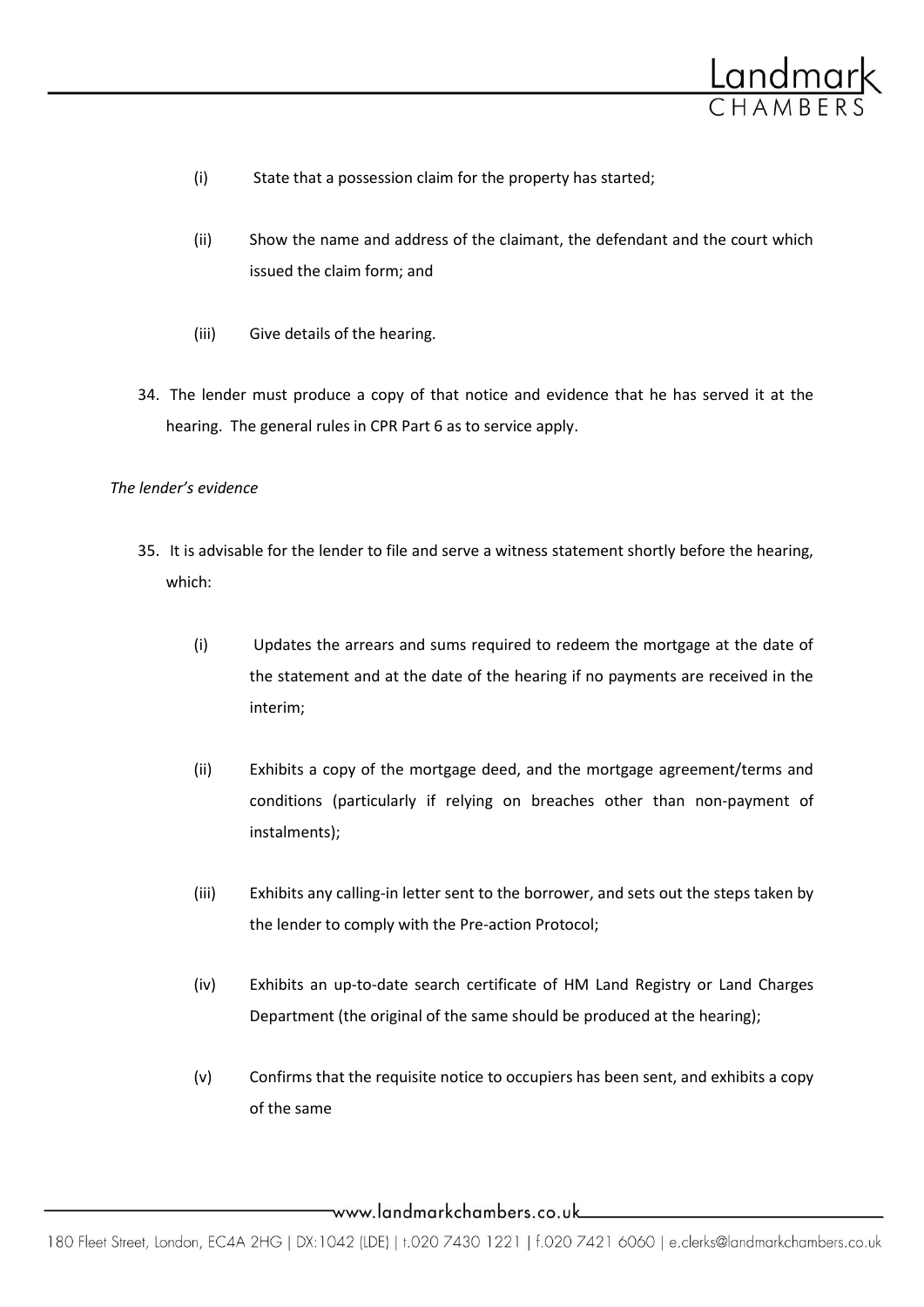(i) State that a possession claim for the property has started;

(ii) Show the name and address of the claimant, the defendant and the court which issued the claim form; and

(iii) Give details of the hearing.

34. The lender must produce a copy of that notice and evidence that he has served it at the hearing. The general rules in CPR Part 6 as to service apply.

*The lender's evidence*

35. It is advisable for the lender to file and serve a witness statement shortly before the hearing, which:

(i) Updates the arrears and sums required to redeem the mortgage at the date of the statement and at the date of the hearing if no payments are received in the interim;

(ii) Exhibits a copy of the mortgage deed, and the mortgage agreement/terms and conditions (particularly if relying on breaches other than non-payment of instalments);

(iii) Exhibits any calling-in letter sent to the borrower, and sets out the steps taken by the lender to comply with the Pre-action Protocol;

(iv) Exhibits an up-to-date search certificate of HM Land Registry or Land Charges Department (the original of the same should be produced at the hearing);

(v) Confirms that the requisite notice to occupiers has been sent, and exhibits a copy of the same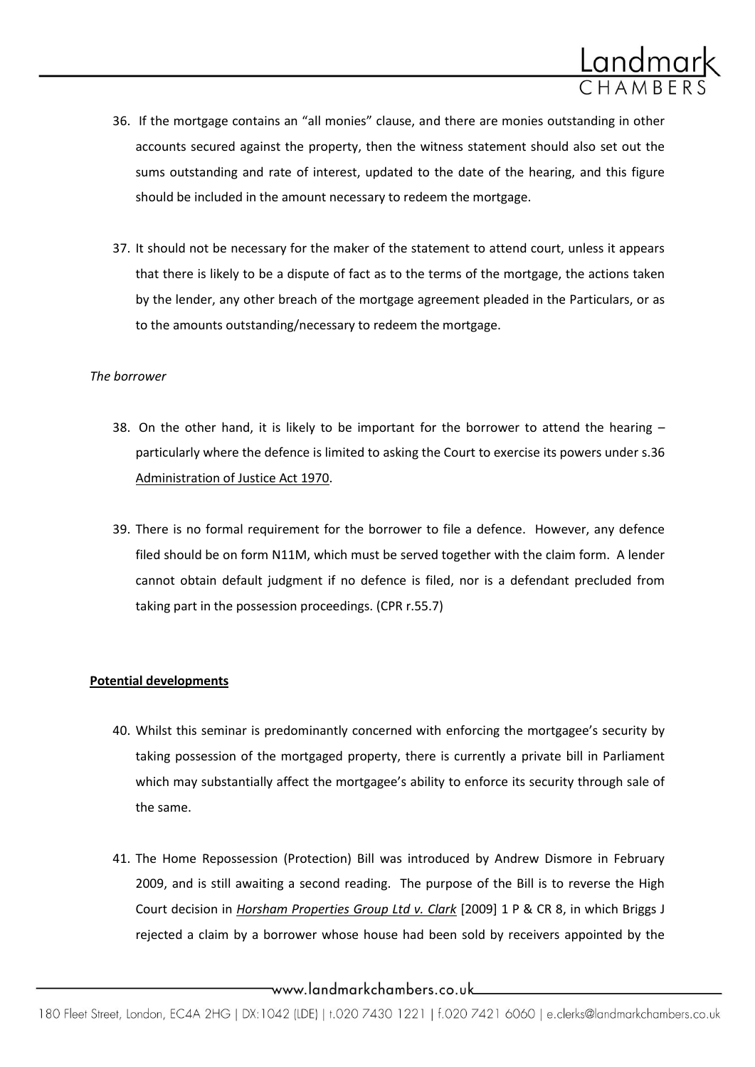36. If the mortgage contains an "all monies" clause, and there are monies outstanding in other accounts secured against the property, then the witness statement should also set out the sums outstanding and rate of interest, updated to the date of the hearing, and this figure should be included in the amount necessary to redeem the mortgage.

37. It should not be necessary for the maker of the statement to attend court, unless it appears that there is likely to be a dispute of fact as to the terms of the mortgage, the actions taken by the lender, any other breach of the mortgage agreement pleaded in the Particulars, or as to the amounts outstanding/necessary to redeem the mortgage.

*The borrower*

38. On the other hand, it is likely to be important for the borrower to attend the hearing – particularly where the defence is limited to asking the Court to exercise its powers under s.36 Administration of Justice Act 1970.

39. There is no formal requirement for the borrower to file a defence. However, any defence filed should be on form N11M, which must be served together with the claim form. A lender cannot obtain default judgment if no defence is filed, nor is a defendant precluded from taking part in the possession proceedings. (CPR r.55.7)

**Potential developments**

40. Whilst this seminar is predominantly concerned with enforcing the mortgagee's security by taking possession of the mortgaged property, there is currently a private bill in Parliament which may substantially affect the mortgagee's ability to enforce its security through sale of the same.

41. The Home Repossession (Protection) Bill was introduced by Andrew Dismore in February 2009, and is still awaiting a second reading. The purpose of the Bill is to reverse the High Court decision in *Horsham Properties Group Ltd v. Clark* [2009] 1 P & CR 8, in which Briggs J rejected a claim by a borrower whose house had been sold by receivers appointed by the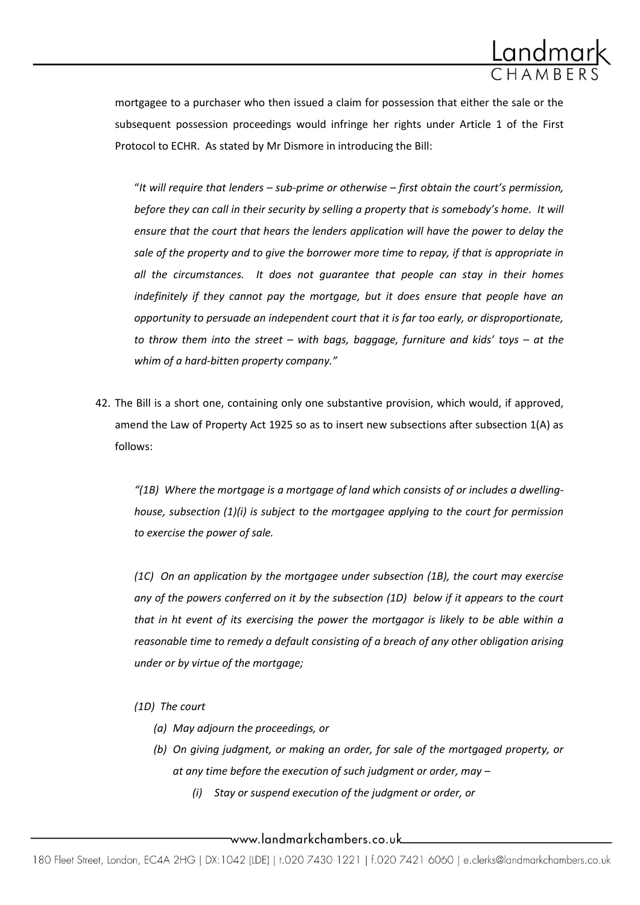mortgagee to a purchaser who then issued a claim for possession that either the sale or the subsequent possession proceedings would infringe her rights under Article 1 of the First Protocol to ECHR. As stated by Mr Dismore in introducing the Bill:

> "*It will require that lenders – sub-prime or otherwise – first obtain the court's permission, before they can call in their security by selling a property that is somebody's home. It will ensure that the court that hears the lenders application will have the power to delay the sale of the property and to give the borrower more time to repay, if that is appropriate in all the circumstances. It does not guarantee that people can stay in their homes indefinitely if they cannot pay the mortgage, but it does ensure that people have an opportunity to persuade an independent court that it is far too early, or disproportionate, to throw them into the street – with bags, baggage, furniture and kids' toys – at the whim of a hard-bitten property company."*

42. The Bill is a short one, containing only one substantive provision, which would, if approved, amend the Law of Property Act 1925 so as to insert new subsections after subsection 1(A) as follows:

> *"(1B) Where the mortgage is a mortgage of land which consists of or includes a dwelling-house, subsection (1)(i) is subject to the mortgagee applying to the court for permission to exercise the power of sale.*
>
> *(1C) On an application by the mortgagee under subsection (1B), the court may exercise any of the powers conferred on it by the subsection (1D) below if it appears to the court that in ht event of its exercising the power the mortgagor is likely to be able within a reasonable time to remedy a default consisting of a breach of any other obligation arising under or by virtue of the mortgage;*
>
> *(1D) The court*
>
> - *(a) May adjourn the proceedings, or*
> - *(b) On giving judgment, or making an order, for sale of the mortgaged property, or at any time before the execution of such judgment or order, may –*
>   - *(i) Stay or suspend execution of the judgment or order, or*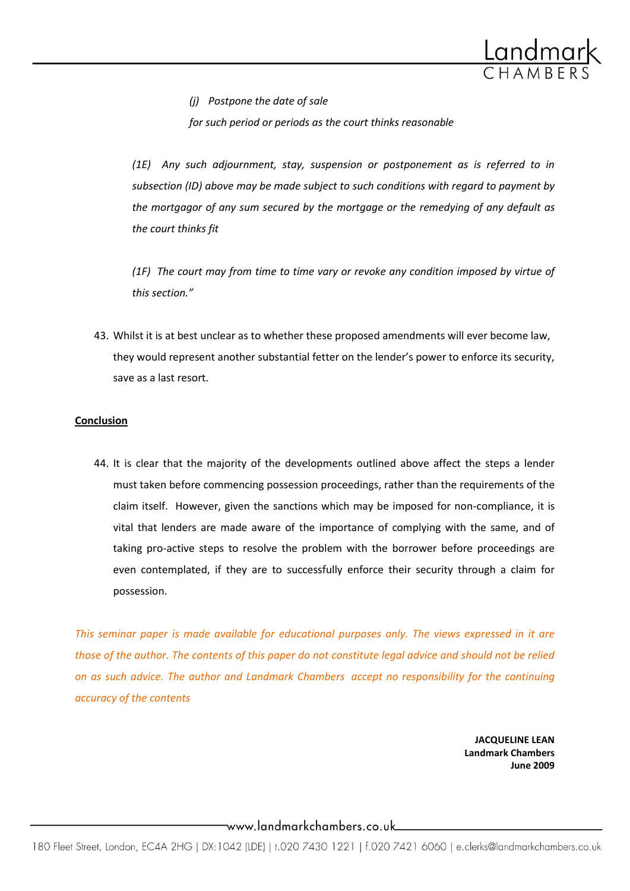*(j) Postpone the date of sale*

*for such period or periods as the court thinks reasonable*

*(1E) Any such adjournment, stay, suspension or postponement as is referred to in subsection (ID) above may be made subject to such conditions with regard to payment by the mortgagor of any sum secured by the mortgage or the remedying of any default as the court thinks fit*

*(1F) The court may from time to time vary or revoke any condition imposed by virtue of this section."*

43. Whilst it is at best unclear as to whether these proposed amendments will ever become law, they would represent another substantial fetter on the lender's power to enforce its security, save as a last resort.

**Conclusion**

44. It is clear that the majority of the developments outlined above affect the steps a lender must taken before commencing possession proceedings, rather than the requirements of the claim itself. However, given the sanctions which may be imposed for non-compliance, it is vital that lenders are made aware of the importance of complying with the same, and of taking pro-active steps to resolve the problem with the borrower before proceedings are even contemplated, if they are to successfully enforce their security through a claim for possession.

*This seminar paper is made available for educational purposes only. The views expressed in it are those of the author. The contents of this paper do not constitute legal advice and should not be relied on as such advice. The author and Landmark Chambers accept no responsibility for the continuing accuracy of the contents*

**JACQUELINE LEAN**
**Landmark Chambers**
**June 2009**